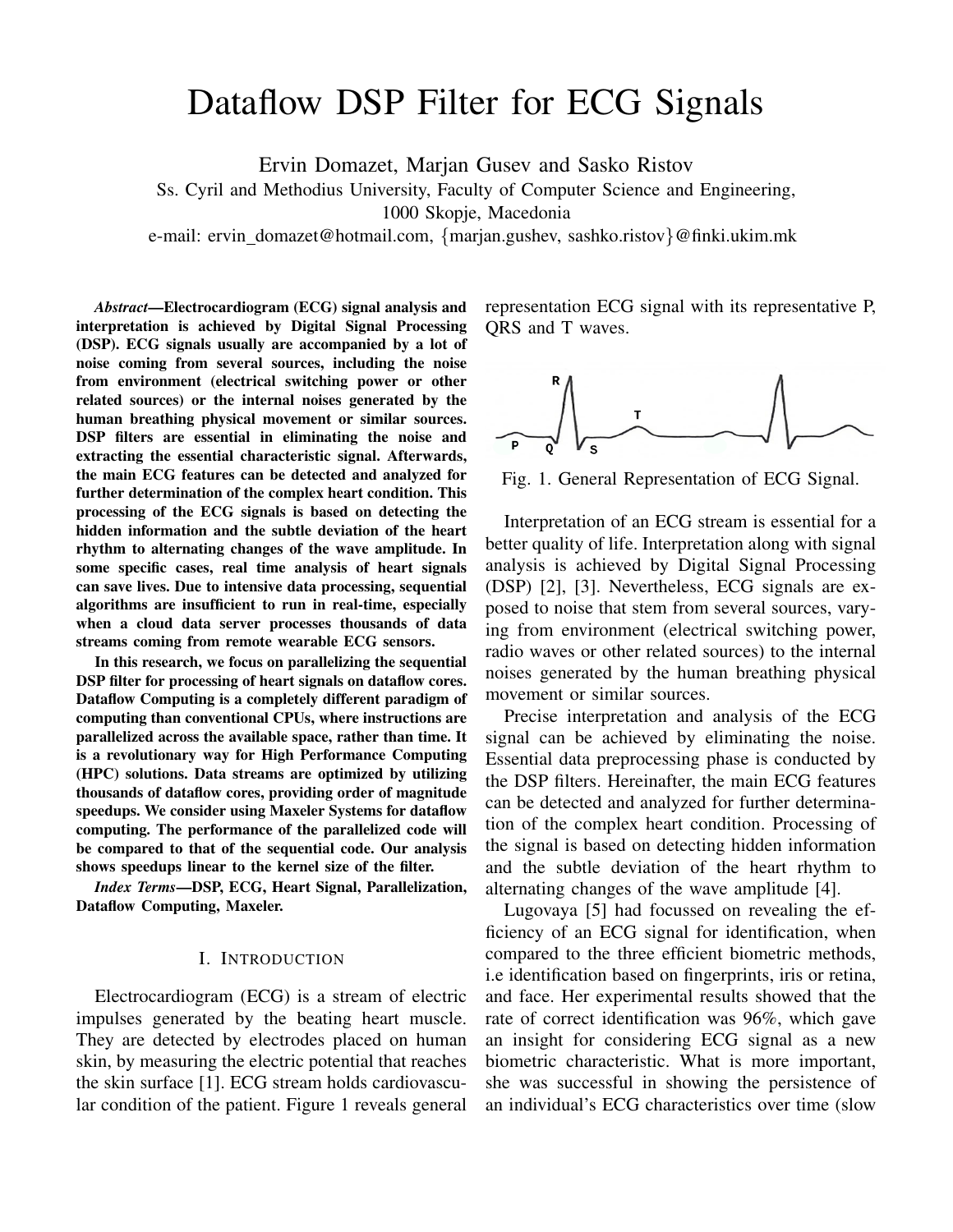# Dataflow DSP Filter for ECG Signals

Ervin Domazet, Marjan Gusev and Sasko Ristov

Ss. Cyril and Methodius University, Faculty of Computer Science and Engineering,
1000 Skopje, Macedonia

e-mail: ervin_domazet@hotmail.com, {marjan.gushev, sashko.ristov}@finki.ukim.mk

***Abstract*—Electrocardiogram (ECG) signal analysis and interpretation is achieved by Digital Signal Processing (DSP). ECG signals usually are accompanied by a lot of noise coming from several sources, including the noise from environment (electrical switching power or other related sources) or the internal noises generated by the human breathing physical movement or similar sources. DSP filters are essential in eliminating the noise and extracting the essential characteristic signal. Afterwards, the main ECG features can be detected and analyzed for further determination of the complex heart condition. This processing of the ECG signals is based on detecting the hidden information and the subtle deviation of the heart rhythm to alternating changes of the wave amplitude. In some specific cases, real time analysis of heart signals can save lives. Due to intensive data processing, sequential algorithms are insufficient to run in real-time, especially when a cloud data server processes thousands of data streams coming from remote wearable ECG sensors.**

**In this research, we focus on parallelizing the sequential DSP filter for processing of heart signals on dataflow cores. Dataflow Computing is a completely different paradigm of computing than conventional CPUs, where instructions are parallelized across the available space, rather than time. It is a revolutionary way for High Performance Computing (HPC) solutions. Data streams are optimized by utilizing thousands of dataflow cores, providing order of magnitude speedups. We consider using Maxeler Systems for dataflow computing. The performance of the parallelized code will be compared to that of the sequential code. Our analysis shows speedups linear to the kernel size of the filter.**

***Index Terms*—DSP, ECG, Heart Signal, Parallelization, Dataflow Computing, Maxeler.**

## I. Introduction

Electrocardiogram (ECG) is a stream of electric impulses generated by the beating heart muscle. They are detected by electrodes placed on human skin, by measuring the electric potential that reaches the skin surface [1]. ECG stream holds cardiovascular condition of the patient. Figure 1 reveals general representation ECG signal with its representative P, QRS and T waves.

Fig. 1. General Representation of ECG Signal.

Interpretation of an ECG stream is essential for a better quality of life. Interpretation along with signal analysis is achieved by Digital Signal Processing (DSP) [2], [3]. Nevertheless, ECG signals are exposed to noise that stem from several sources, varying from environment (electrical switching power, radio waves or other related sources) to the internal noises generated by the human breathing physical movement or similar sources.

Precise interpretation and analysis of the ECG signal can be achieved by eliminating the noise. Essential data preprocessing phase is conducted by the DSP filters. Hereinafter, the main ECG features can be detected and analyzed for further determination of the complex heart condition. Processing of the signal is based on detecting hidden information and the subtle deviation of the heart rhythm to alternating changes of the wave amplitude [4].

Lugovaya [5] had focussed on revealing the efficiency of an ECG signal for identification, when compared to the three efficient biometric methods, i.e identification based on fingerprints, iris or retina, and face. Her experimental results showed that the rate of correct identification was 96%, which gave an insight for considering ECG signal as a new biometric characteristic. What is more important, she was successful in showing the persistence of an individual's ECG characteristics over time (slow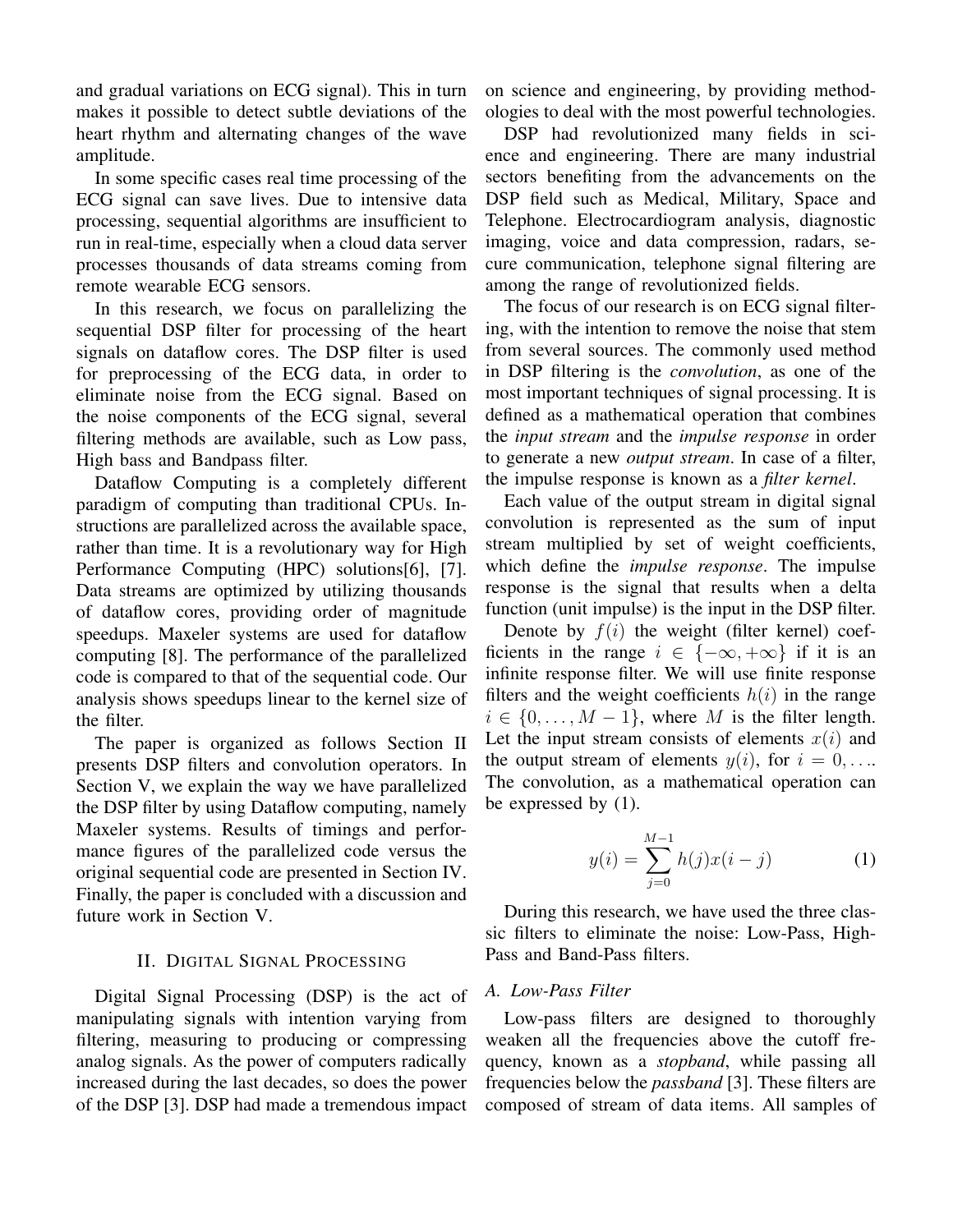and gradual variations on ECG signal). This in turn makes it possible to detect subtle deviations of the heart rhythm and alternating changes of the wave amplitude.

In some specific cases real time processing of the ECG signal can save lives. Due to intensive data processing, sequential algorithms are insufficient to run in real-time, especially when a cloud data server processes thousands of data streams coming from remote wearable ECG sensors.

In this research, we focus on parallelizing the sequential DSP filter for processing of the heart signals on dataflow cores. The DSP filter is used for preprocessing of the ECG data, in order to eliminate noise from the ECG signal. Based on the noise components of the ECG signal, several filtering methods are available, such as Low pass, High bass and Bandpass filter.

Dataflow Computing is a completely different paradigm of computing than traditional CPUs. Instructions are parallelized across the available space, rather than time. It is a revolutionary way for High Performance Computing (HPC) solutions[6], [7]. Data streams are optimized by utilizing thousands of dataflow cores, providing order of magnitude speedups. Maxeler systems are used for dataflow computing [8]. The performance of the parallelized code is compared to that of the sequential code. Our analysis shows speedups linear to the kernel size of the filter.

The paper is organized as follows Section II presents DSP filters and convolution operators. In Section V, we explain the way we have parallelized the DSP filter by using Dataflow computing, namely Maxeler systems. Results of timings and performance figures of the parallelized code versus the original sequential code are presented in Section IV. Finally, the paper is concluded with a discussion and future work in Section V.

## II. Digital Signal Processing

Digital Signal Processing (DSP) is the act of manipulating signals with intention varying from filtering, measuring to producing or compressing analog signals. As the power of computers radically increased during the last decades, so does the power of the DSP [3]. DSP had made a tremendous impact on science and engineering, by providing methodologies to deal with the most powerful technologies.

DSP had revolutionized many fields in science and engineering. There are many industrial sectors benefiting from the advancements on the DSP field such as Medical, Military, Space and Telephone. Electrocardiogram analysis, diagnostic imaging, voice and data compression, radars, secure communication, telephone signal filtering are among the range of revolutionized fields.

The focus of our research is on ECG signal filtering, with the intention to remove the noise that stem from several sources. The commonly used method in DSP filtering is the *convolution*, as one of the most important techniques of signal processing. It is defined as a mathematical operation that combines the *input stream* and the *impulse response* in order to generate a new *output stream*. In case of a filter, the impulse response is known as a *filter kernel*.

Each value of the output stream in digital signal convolution is represented as the sum of input stream multiplied by set of weight coefficients, which define the *impulse response*. The impulse response is the signal that results when a delta function (unit impulse) is the input in the DSP filter.

Denote by $f(i)$ the weight (filter kernel) coefficients in the range $i \in \{-\infty, +\infty\}$ if it is an infinite response filter. We will use finite response filters and the weight coefficients $h(i)$ in the range $i \in \{0, \ldots, M-1\}$, where $M$ is the filter length. Let the input stream consists of elements $x(i)$ and the output stream of elements $y(i)$, for $i = 0, \ldots$. The convolution, as a mathematical operation can be expressed by (1).

$$y(i) = \sum_{j=0}^{M-1} h(j)x(i-j) \tag{1}$$

During this research, we have used the three classic filters to eliminate the noise: Low-Pass, High-Pass and Band-Pass filters.

### A. Low-Pass Filter

Low-pass filters are designed to thoroughly weaken all the frequencies above the cutoff frequency, known as a *stopband*, while passing all frequencies below the *passband* [3]. These filters are composed of stream of data items. All samples of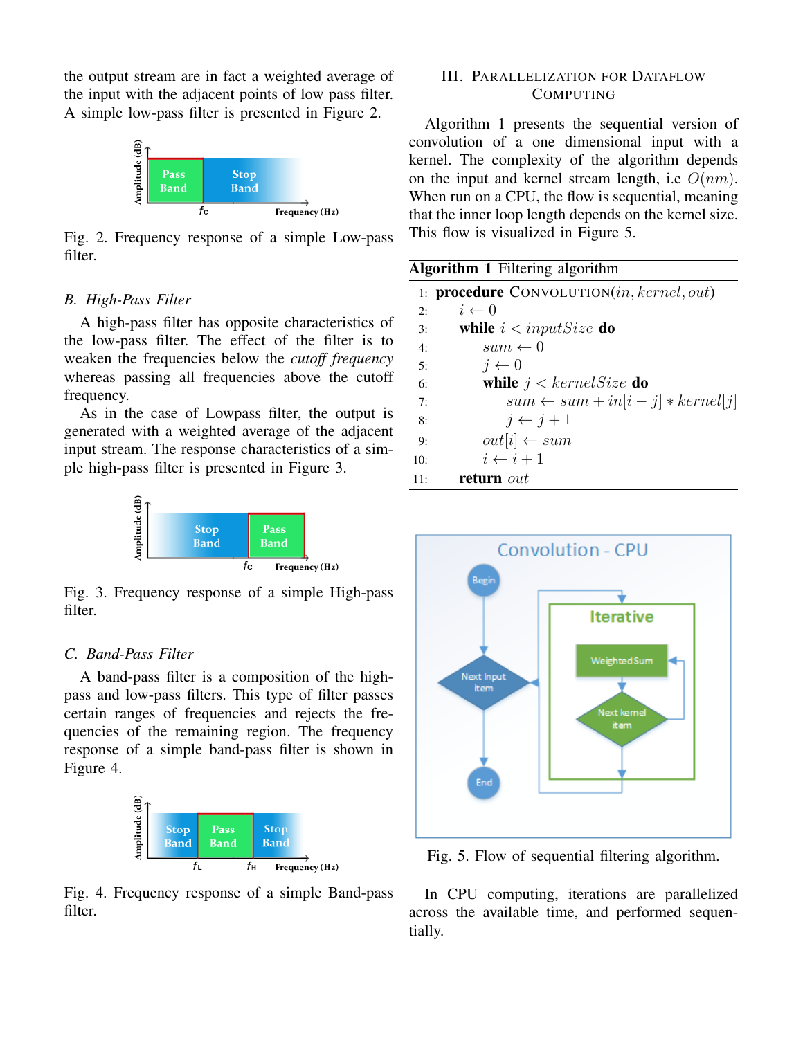the output stream are in fact a weighted average of the input with the adjacent points of low pass filter. A simple low-pass filter is presented in Figure 2.

Fig. 2. Frequency response of a simple Low-pass filter.

### B. High-Pass Filter

A high-pass filter has opposite characteristics of the low-pass filter. The effect of the filter is to weaken the frequencies below the *cutoff frequency* whereas passing all frequencies above the cutoff frequency.

As in the case of Lowpass filter, the output is generated with a weighted average of the adjacent input stream. The response characteristics of a simple high-pass filter is presented in Figure 3.

Fig. 3. Frequency response of a simple High-pass filter.

### C. Band-Pass Filter

A band-pass filter is a composition of the high-pass and low-pass filters. This type of filter passes certain ranges of frequencies and rejects the frequencies of the remaining region. The frequency response of a simple band-pass filter is shown in Figure 4.

Fig. 4. Frequency response of a simple Band-pass filter.

## III. Parallelization for Dataflow Computing

Algorithm 1 presents the sequential version of convolution of a one dimensional input with a kernel. The complexity of the algorithm depends on the input and kernel stream length, i.e $O(nm)$. When run on a CPU, the flow is sequential, meaning that the inner loop length depends on the kernel size. This flow is visualized in Figure 5.

**Algorithm 1** Filtering algorithm

```
1:  procedure CONVOLUTION(in, kernel, out)
2:      i ← 0
3:      while i < inputSize do
4:          sum ← 0
5:          j ← 0
6:          while j < kernelSize do
7:              sum ← sum + in[i − j] ∗ kernel[j]
8:              j ← j + 1
9:          out[i] ← sum
10:         i ← i + 1
11:     return out
```

Fig. 5. Flow of sequential filtering algorithm.

In CPU computing, iterations are parallelized across the available time, and performed sequentially.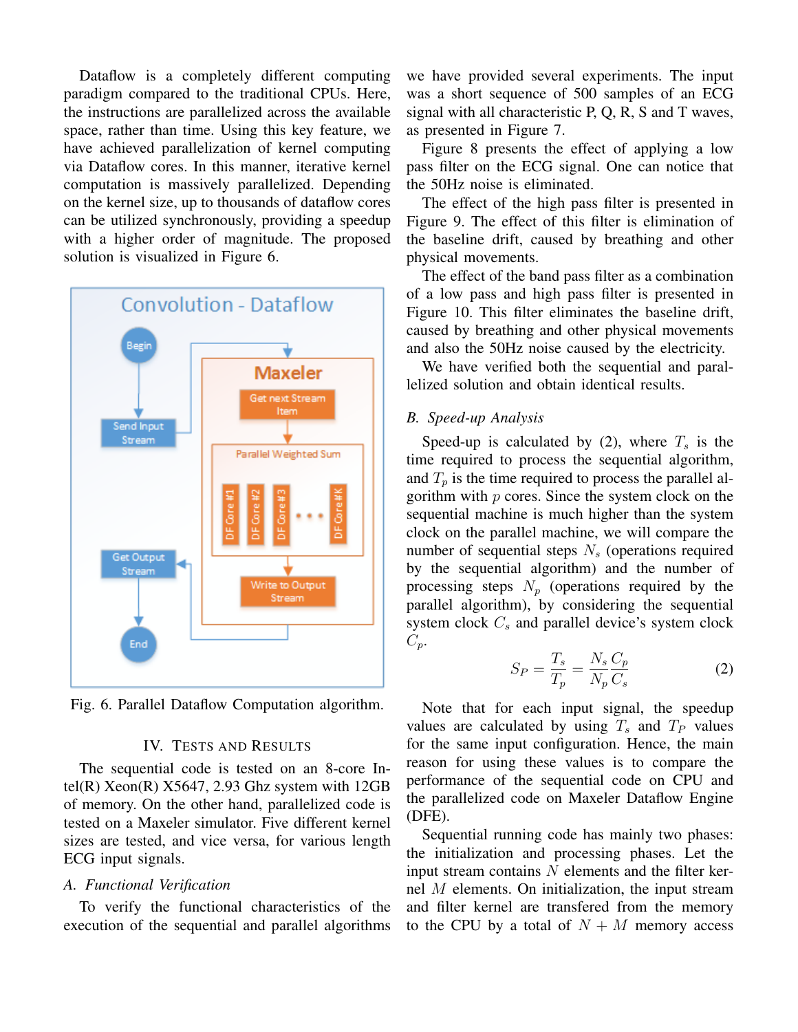Dataflow is a completely different computing paradigm compared to the traditional CPUs. Here, the instructions are parallelized across the available space, rather than time. Using this key feature, we have achieved parallelization of kernel computing via Dataflow cores. In this manner, iterative kernel computation is massively parallelized. Depending on the kernel size, up to thousands of dataflow cores can be utilized synchronously, providing a speedup with a higher order of magnitude. The proposed solution is visualized in Figure 6.

Fig. 6. Parallel Dataflow Computation algorithm.

## IV. Tests and Results

The sequential code is tested on an 8-core Intel(R) Xeon(R) X5647, 2.93 Ghz system with 12GB of memory. On the other hand, parallelized code is tested on a Maxeler simulator. Five different kernel sizes are tested, and vice versa, for various length ECG input signals.

### A. Functional Verification

To verify the functional characteristics of the execution of the sequential and parallel algorithms we have provided several experiments. The input was a short sequence of 500 samples of an ECG signal with all characteristic P, Q, R, S and T waves, as presented in Figure 7.

Figure 8 presents the effect of applying a low pass filter on the ECG signal. One can notice that the 50Hz noise is eliminated.

The effect of the high pass filter is presented in Figure 9. The effect of this filter is elimination of the baseline drift, caused by breathing and other physical movements.

The effect of the band pass filter as a combination of a low pass and high pass filter is presented in Figure 10. This filter eliminates the baseline drift, caused by breathing and other physical movements and also the 50Hz noise caused by the electricity.

We have verified both the sequential and parallelized solution and obtain identical results.

### B. Speed-up Analysis

Speed-up is calculated by (2), where $T_s$ is the time required to process the sequential algorithm, and $T_p$ is the time required to process the parallel algorithm with $p$ cores. Since the system clock on the sequential machine is much higher than the system clock on the parallel machine, we will compare the number of sequential steps $N_s$ (operations required by the sequential algorithm) and the number of processing steps $N_p$ (operations required by the parallel algorithm), by considering the sequential system clock $C_s$ and parallel device's system clock $C_p$.

$$S_P = \frac{T_s}{T_p} = \frac{N_s}{N_p}\frac{C_p}{C_s} \tag{2}$$

Note that for each input signal, the speedup values are calculated by using $T_s$ and $T_P$ values for the same input configuration. Hence, the main reason for using these values is to compare the performance of the sequential code on CPU and the parallelized code on Maxeler Dataflow Engine (DFE).

Sequential running code has mainly two phases: the initialization and processing phases. Let the input stream contains $N$ elements and the filter kernel $M$ elements. On initialization, the input stream and filter kernel are transfered from the memory to the CPU by a total of $N + M$ memory access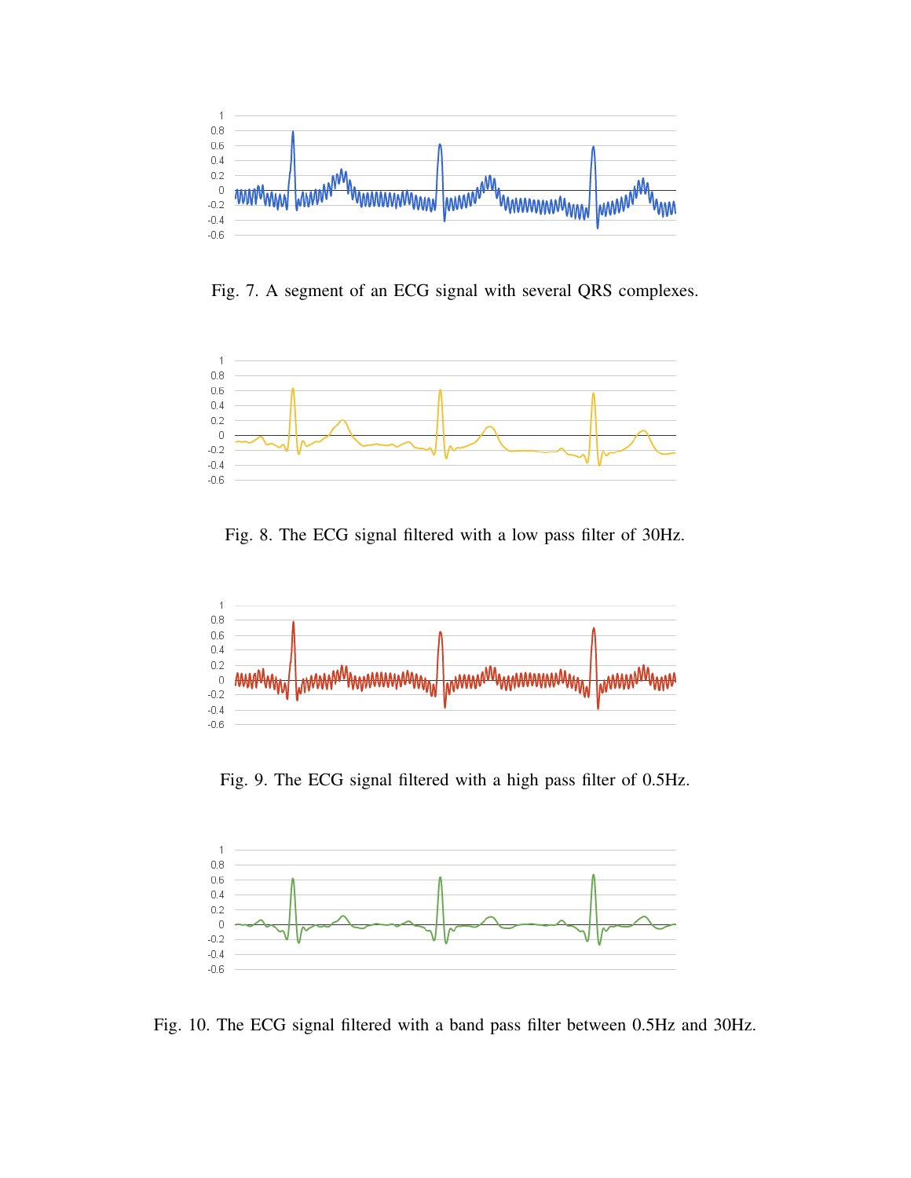Fig. 7. A segment of an ECG signal with several QRS complexes.

Fig. 8. The ECG signal filtered with a low pass filter of 30Hz.

Fig. 9. The ECG signal filtered with a high pass filter of 0.5Hz.

Fig. 10. The ECG signal filtered with a band pass filter between 0.5Hz and 30Hz.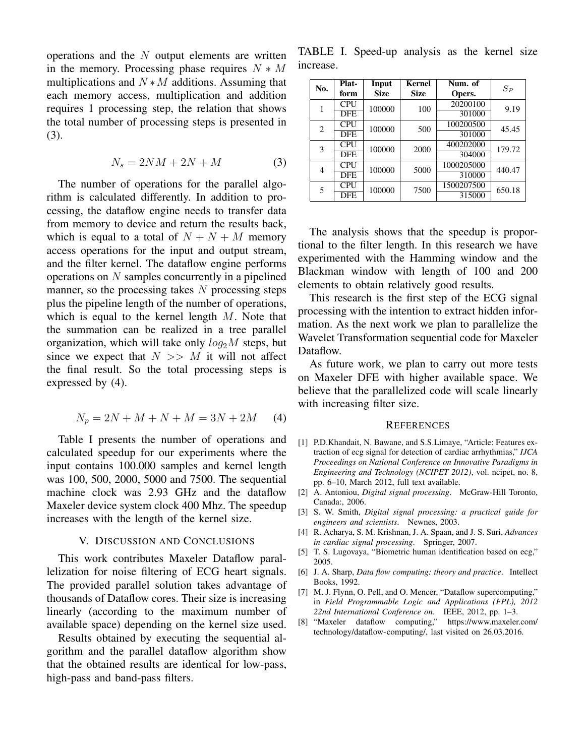operations and the $N$ output elements are written in the memory. Processing phase requires $N * M$ multiplications and $N * M$ additions. Assuming that each memory access, multiplication and addition requires 1 processing step, the relation that shows the total number of processing steps is presented in (3).

$$N_s = 2NM + 2N + M \tag{3}$$

The number of operations for the parallel algorithm is calculated differently. In addition to processing, the dataflow engine needs to transfer data from memory to device and return the results back, which is equal to a total of $N + N + M$ memory access operations for the input and output stream, and the filter kernel. The dataflow engine performs operations on $N$ samples concurrently in a pipelined manner, so the processing takes $N$ processing steps plus the pipeline length of the number of operations, which is equal to the kernel length $M$. Note that the summation can be realized in a tree parallel organization, which will take only $log_2 M$ steps, but since we expect that $N >> M$ it will not affect the final result. So the total processing steps is expressed by (4).

$$N_p = 2N + M + N + M = 3N + 2M \tag{4}$$

Table I presents the number of operations and calculated speedup for our experiments where the input contains 100.000 samples and kernel length was 100, 500, 2000, 5000 and 7500. The sequential machine clock was 2.93 GHz and the dataflow Maxeler device system clock 400 Mhz. The speedup increases with the length of the kernel size.

## V. Discussion and Conclusions

This work contributes Maxeler Dataflow parallelization for noise filtering of ECG heart signals. The provided parallel solution takes advantage of thousands of Dataflow cores. Their size is increasing linearly (according to the maximum number of available space) depending on the kernel size used.

Results obtained by executing the sequential algorithm and the parallel dataflow algorithm show that the obtained results are identical for low-pass, high-pass and band-pass filters.

TABLE I. Speed-up analysis as the kernel size increase.

| No. | Platform | Input Size | Kernel Size | Num. of Opers. | $S_P$ |
|---|---|---|---|---|---|
| 1 | CPU | 100000 | 100 | 20200100 | 9.19 |
| | DFE | | | 301000 | |
| 2 | CPU | 100000 | 500 | 100200500 | 45.45 |
| | DFE | | | 301000 | |
| 3 | CPU | 100000 | 2000 | 400202000 | 179.72 |
| | DFE | | | 304000 | |
| 4 | CPU | 100000 | 5000 | 1000205000 | 440.47 |
| | DFE | | | 310000 | |
| 5 | CPU | 100000 | 7500 | 1500207500 | 650.18 |
| | DFE | | | 315000 | |

The analysis shows that the speedup is proportional to the filter length. In this research we have experimented with the Hamming window and the Blackman window with length of 100 and 200 elements to obtain relatively good results.

This research is the first step of the ECG signal processing with the intention to extract hidden information. As the next work we plan to parallelize the Wavelet Transformation sequential code for Maxeler Dataflow.

As future work, we plan to carry out more tests on Maxeler DFE with higher available space. We believe that the parallelized code will scale linearly with increasing filter size.

## References

[1] P.D.Khandait, N. Bawane, and S.S.Limaye, "Article: Features extraction of ecg signal for detection of cardiac arrhythmias," *IJCA Proceedings on National Conference on Innovative Paradigms in Engineering and Technology (NCIPET 2012)*, vol. ncipet, no. 8, pp. 6–10, March 2012, full text available.

[2] A. Antoniou, *Digital signal processing*. McGraw-Hill Toronto, Canada:, 2006.

[3] S. W. Smith, *Digital signal processing: a practical guide for engineers and scientists*. Newnes, 2003.

[4] R. Acharya, S. M. Krishnan, J. A. Spaan, and J. S. Suri, *Advances in cardiac signal processing*. Springer, 2007.

[5] T. S. Lugovaya, "Biometric human identification based on ecg," 2005.

[6] J. A. Sharp, *Data flow computing: theory and practice*. Intellect Books, 1992.

[7] M. J. Flynn, O. Pell, and O. Mencer, "Dataflow supercomputing," in *Field Programmable Logic and Applications (FPL), 2012 22nd International Conference on*. IEEE, 2012, pp. 1–3.

[8] "Maxeler dataflow computing," https://www.maxeler.com/technology/dataflow-computing/, last visited on 26.03.2016.